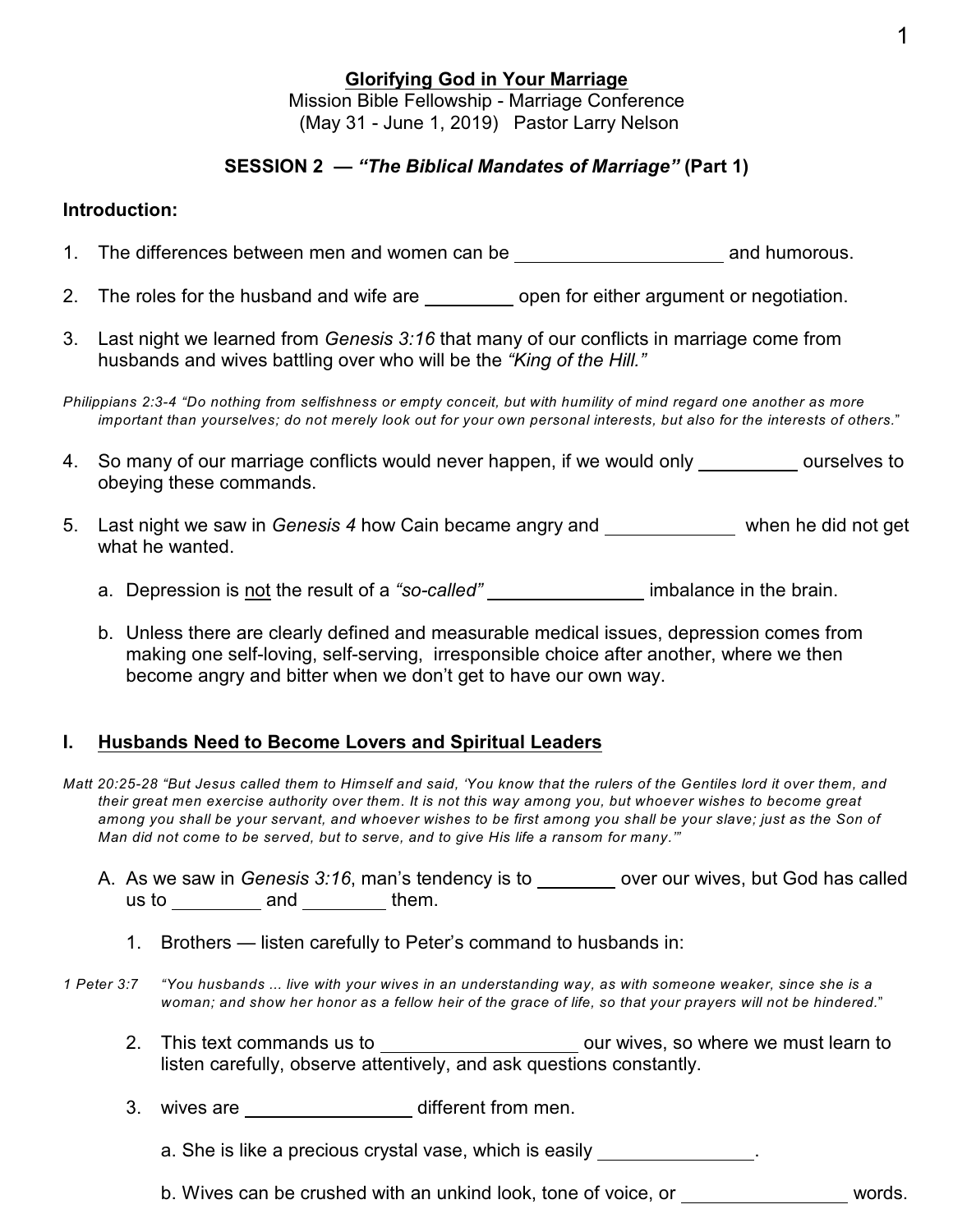**Glorifying God in Your Marriage**

Mission Bible Fellowship - Marriage Conference
(May 31 - June 1, 2019) Pastor Larry Nelson

**SESSION 2 — *"The Biblical Mandates of Marriage"* (Part 1)**

**Introduction:**

1. The differences between men and women can be ____________________ and humorous.

2. The roles for the husband and wife are _________ open for either argument or negotiation.

3. Last night we learned from *Genesis 3:16* that many of our conflicts in marriage come from husbands and wives battling over who will be the *"King of the Hill."*

*Philippians 2:3-4 "Do nothing from selfishness or empty conceit, but with humility of mind regard one another as more important than yourselves; do not merely look out for your own personal interests, but also for the interests of others."*

4. So many of our marriage conflicts would never happen, if we would only __________ ourselves to obeying these commands.

5. Last night we saw in *Genesis 4* how Cain became angry and _____________ when he did not get what he wanted.

   a. Depression is not the result of a *"so-called"* _______________ imbalance in the brain.

   b. Unless there are clearly defined and measurable medical issues, depression comes from making one self-loving, self-serving, irresponsible choice after another, where we then become angry and bitter when we don't get to have our own way.

## I. Husbands Need to Become Lovers and Spiritual Leaders

*Matt 20:25-28 "But Jesus called them to Himself and said, 'You know that the rulers of the Gentiles lord it over them, and their great men exercise authority over them. It is not this way among you, but whoever wishes to become great among you shall be your servant, and whoever wishes to be first among you shall be your slave; just as the Son of Man did not come to be served, but to serve, and to give His life a ransom for many.'"*

A. As we saw in *Genesis 3:16*, man's tendency is to ________ over our wives, but God has called us to _________ and ________ them.

   1. Brothers — listen carefully to Peter's command to husbands in:

*1 Peter 3:7 "You husbands ... live with your wives in an understanding way, as with someone weaker, since she is a woman; and show her honor as a fellow heir of the grace of life, so that your prayers will not be hindered."*

   2. This text commands us to ___________________ our wives, so where we must learn to listen carefully, observe attentively, and ask questions constantly.

   3. wives are ________________ different from men.

      a. She is like a precious crystal vase, which is easily _______________.

      b. Wives can be crushed with an unkind look, tone of voice, or ________________ words.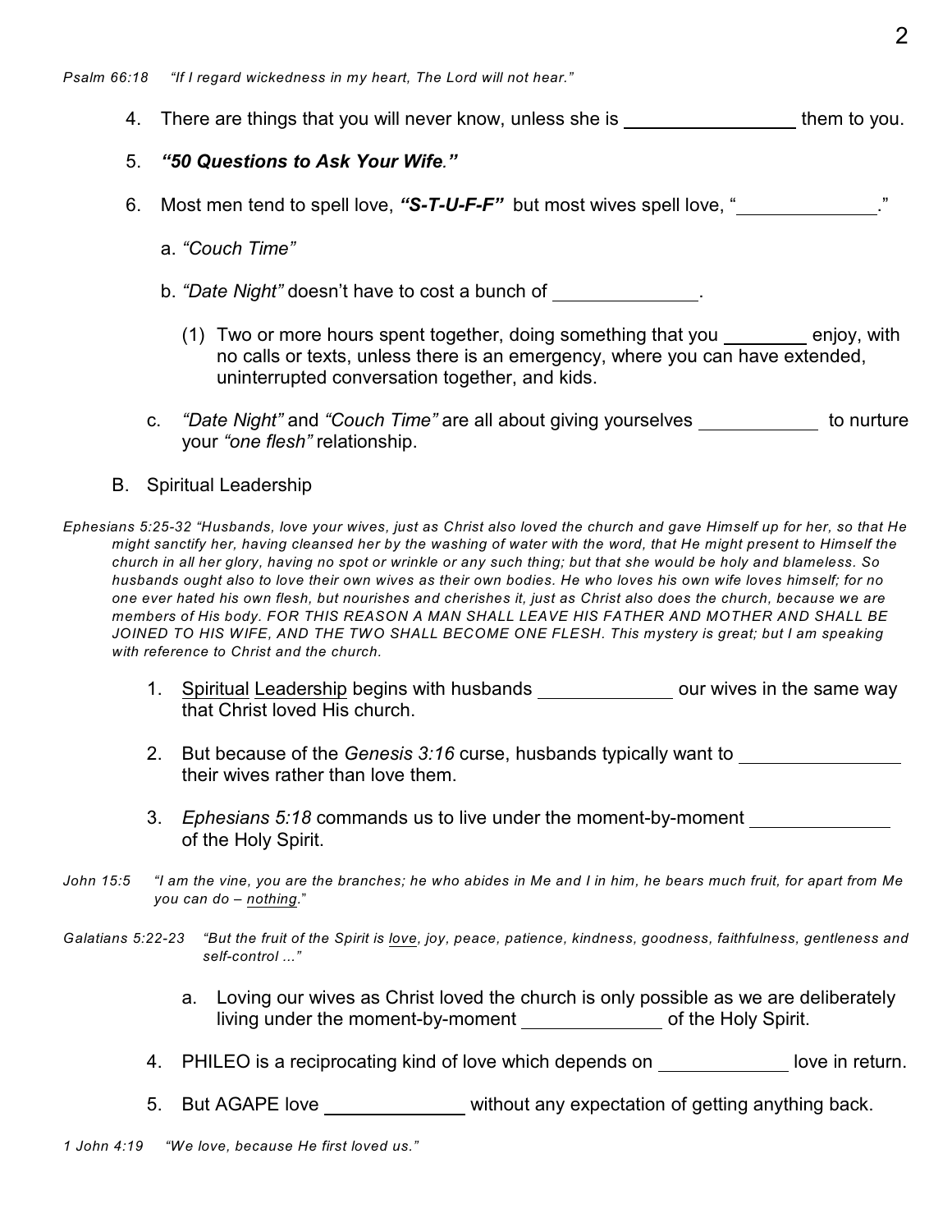*Psalm 66:18 "If I regard wickedness in my heart, The Lord will not hear."*

4. There are things that you will never know, unless she is ________________ them to you.

5. ***"50 Questions to Ask Your Wife."***

6. Most men tend to spell love, ***"S-T-U-F-F"*** but most wives spell love, "_____________."

   a. *"Couch Time"*

   b. *"Date Night"* doesn't have to cost a bunch of _____________.

      (1) Two or more hours spent together, doing something that you ________ enjoy, with no calls or texts, unless there is an emergency, where you can have extended, uninterrupted conversation together, and kids.

   c. *"Date Night"* and *"Couch Time"* are all about giving yourselves ___________ to nurture your *"one flesh"* relationship.

B. Spiritual Leadership

*Ephesians 5:25-32 "Husbands, love your wives, just as Christ also loved the church and gave Himself up for her, so that He might sanctify her, having cleansed her by the washing of water with the word, that He might present to Himself the church in all her glory, having no spot or wrinkle or any such thing; but that she would be holy and blameless. So husbands ought also to love their own wives as their own bodies. He who loves his own wife loves himself; for no one ever hated his own flesh, but nourishes and cherishes it, just as Christ also does the church, because we are members of His body. FOR THIS REASON A MAN SHALL LEAVE HIS FATHER AND MOTHER AND SHALL BE JOINED TO HIS WIFE, AND THE TWO SHALL BECOME ONE FLESH. This mystery is great; but I am speaking with reference to Christ and the church.*

1. <u>Spiritual</u> <u>Leadership</u> begins with husbands _____________ our wives in the same way that Christ loved His church.

2. But because of the *Genesis 3:16* curse, husbands typically want to _______________ their wives rather than love them.

3. *Ephesians 5:18* commands us to live under the moment-by-moment _____________ of the Holy Spirit.

*John 15:5 "I am the vine, you are the branches; he who abides in Me and I in him, he bears much fruit, for apart from Me you can do – <u>nothing</u>."*

*Galatians 5:22-23 "But the fruit of the Spirit is <u>love</u>, joy, peace, patience, kindness, goodness, faithfulness, gentleness and self-control ..."*

   a. Loving our wives as Christ loved the church is only possible as we are deliberately living under the moment-by-moment _____________ of the Holy Spirit.

4. PHILEO is a reciprocating kind of love which depends on ____________ love in return.

5. But AGAPE love _____________ without any expectation of getting anything back.

*1 John 4:19 "We love, because He first loved us."*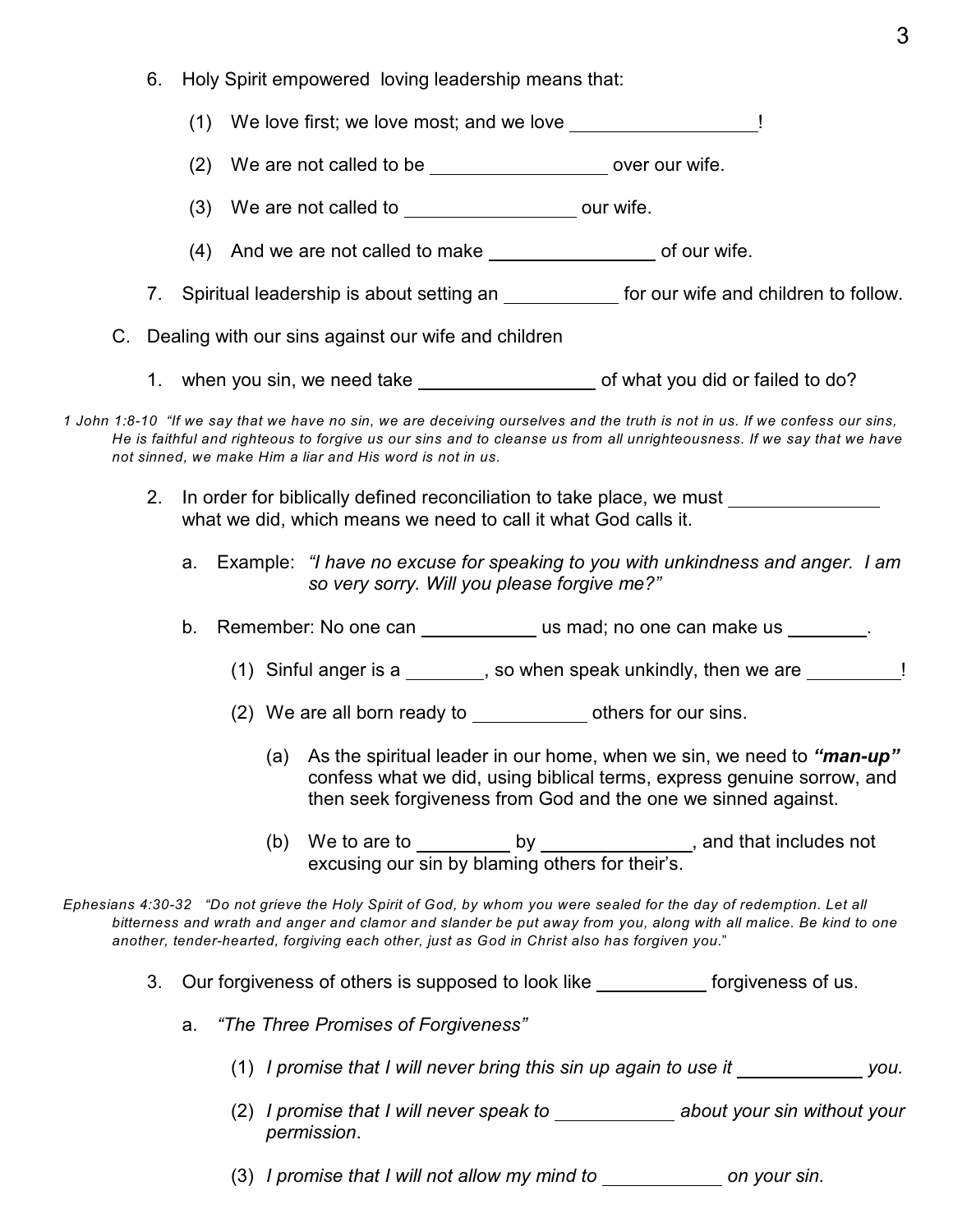6. Holy Spirit empowered  loving leadership means that:

    (1) We love first; we love most; and we love __________________!

    (2) We are not called to be _________________ over our wife.

    (3) We are not called to ________________ our wife.

    (4) And we are not called to make ________________ of our wife.

7. Spiritual leadership is about setting an ___________ for our wife and children to follow.

C. Dealing with our sins against our wife and children

1. when you sin, we need take _________________ of what you did or failed to do?

*1 John 1:8-10 "If we say that we have no sin, we are deceiving ourselves and the truth is not in us. If we confess our sins, He is faithful and righteous to forgive us our sins and to cleanse us from all unrighteousness. If we say that we have not sinned, we make Him a liar and His word is not in us.*

2. In order for biblically defined reconciliation to take place, we must ______________ what we did, which means we need to call it what God calls it.

    a. Example: *"I have no excuse for speaking to you with unkindness and anger. I am so very sorry. Will you please forgive me?"*

    b. Remember: No one can ___________ us mad; no one can make us ________.

        (1) Sinful anger is a ________, so when speak unkindly, then we are _________!

        (2) We are all born ready to ___________ others for our sins.

            (a) As the spiritual leader in our home, when we sin, we need to ***"man-up"*** confess what we did, using biblical terms, express genuine sorrow, and then seek forgiveness from God and the one we sinned against.

            (b) We to are to _________ by ______________, and that includes not excusing our sin by blaming others for their's.

*Ephesians 4:30-32 "Do not grieve the Holy Spirit of God, by whom you were sealed for the day of redemption. Let all bitterness and wrath and anger and clamor and slander be put away from you, along with all malice. Be kind to one another, tender-hearted, forgiving each other, just as God in Christ also has forgiven you."*

3. Our forgiveness of others is supposed to look like __________ forgiveness of us.

    a. *"The Three Promises of Forgiveness"*

        (1) *I promise that I will never bring this sin up again to use it ____________ you.*

        (2) *I promise that I will never speak to ___________ about your sin without your permission.*

        (3) *I promise that I will not allow my mind to ___________ on your sin.*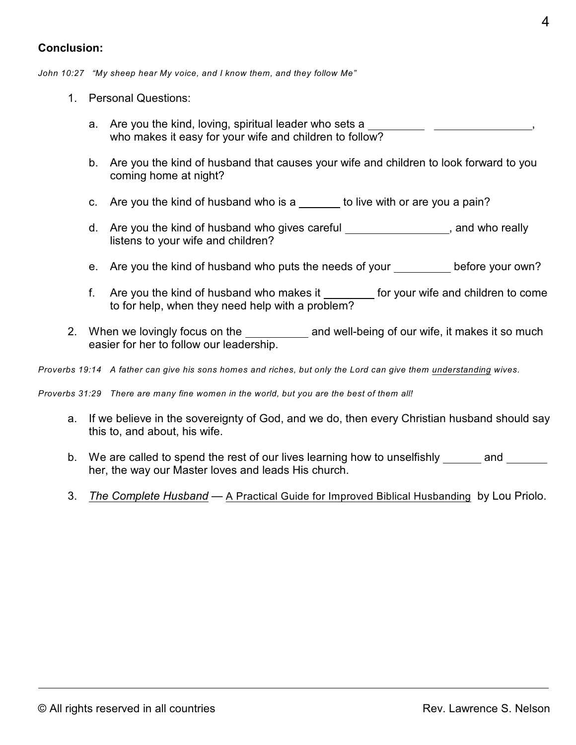**Conclusion:**

*John 10:27 "My sheep hear My voice, and I know them, and they follow Me"*

1. Personal Questions:

   a. Are you the kind, loving, spiritual leader who sets a _________ _______________, who makes it easy for your wife and children to follow?

   b. Are you the kind of husband that causes your wife and children to look forward to you coming home at night?

   c. Are you the kind of husband who is a _______ to live with or are you a pain?

   d. Are you the kind of husband who gives careful ________________, and who really listens to your wife and children?

   e. Are you the kind of husband who puts the needs of your _________ before your own?

   f. Are you the kind of husband who makes it ________ for your wife and children to come to for help, when they need help with a problem?

2. When we lovingly focus on the __________ and well-being of our wife, it makes it so much easier for her to follow our leadership.

*Proverbs 19:14 A father can give his sons homes and riches, but only the Lord can give them <u>understanding</u> wives.*

*Proverbs 31:29 There are many fine women in the world, but you are the best of them all!*

   a. If we believe in the sovereignty of God, and we do, then every Christian husband should say this to, and about, his wife.

   b. We are called to spend the rest of our lives learning how to unselfishly ______ and ______ her, the way our Master loves and leads His church.

3. <u>*The Complete Husband*</u> — <u>A Practical Guide for Improved Biblical Husbanding</u> by Lou Priolo.

© All rights reserved in all countries — Rev. Lawrence S. Nelson